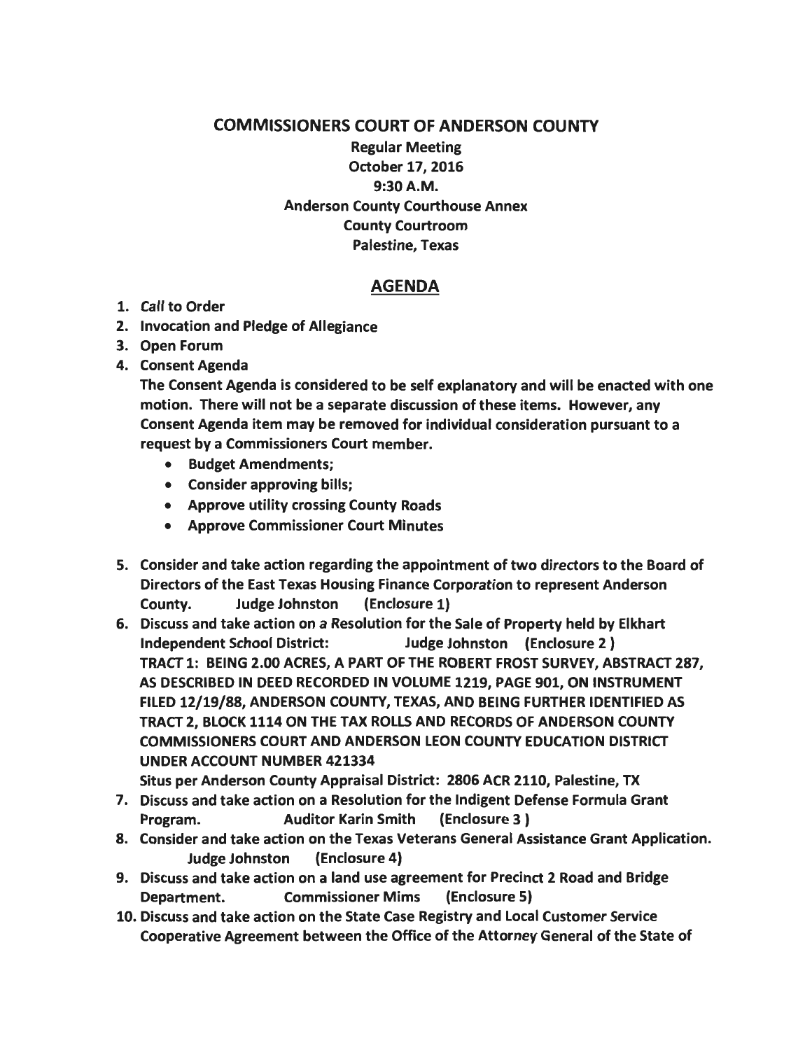# COMMISSIONERS COURT OF ANDERSON COUNTY

**Regular Meeting**
**October 17, 2016**
**9:30 A.M.**
**Anderson County Courthouse Annex**
**County Courtroom**
**Palestine, Texas**

## AGENDA

1. Call to Order
2. Invocation and Pledge of Allegiance
3. Open Forum
4. Consent Agenda

   The Consent Agenda is considered to be self explanatory and will be enacted with one motion. There will not be a separate discussion of these items. However, any Consent Agenda item may be removed for individual consideration pursuant to a request by a Commissioners Court member.

   - Budget Amendments;
   - Consider approving bills;
   - Approve utility crossing County Roads
   - Approve Commissioner Court Minutes

5. Consider and take action regarding the appointment of two directors to the Board of Directors of the East Texas Housing Finance Corporation to represent Anderson County. Judge Johnston (Enclosure 1)
6. Discuss and take action on a Resolution for the Sale of Property held by Elkhart Independent School District: Judge Johnston (Enclosure 2 )

   TRACT 1: BEING 2.00 ACRES, A PART OF THE ROBERT FROST SURVEY, ABSTRACT 287, AS DESCRIBED IN DEED RECORDED IN VOLUME 1219, PAGE 901, ON INSTRUMENT FILED 12/19/88, ANDERSON COUNTY, TEXAS, AND BEING FURTHER IDENTIFIED AS TRACT 2, BLOCK 1114 ON THE TAX ROLLS AND RECORDS OF ANDERSON COUNTY COMMISSIONERS COURT AND ANDERSON LEON COUNTY EDUCATION DISTRICT UNDER ACCOUNT NUMBER 421334

   Situs per Anderson County Appraisal District: 2806 ACR 2110, Palestine, TX

7. Discuss and take action on a Resolution for the Indigent Defense Formula Grant Program. Auditor Karin Smith (Enclosure 3 )
8. Consider and take action on the Texas Veterans General Assistance Grant Application. Judge Johnston (Enclosure 4)
9. Discuss and take action on a land use agreement for Precinct 2 Road and Bridge Department. Commissioner Mims (Enclosure 5)
10. Discuss and take action on the State Case Registry and Local Customer Service Cooperative Agreement between the Office of the Attorney General of the State of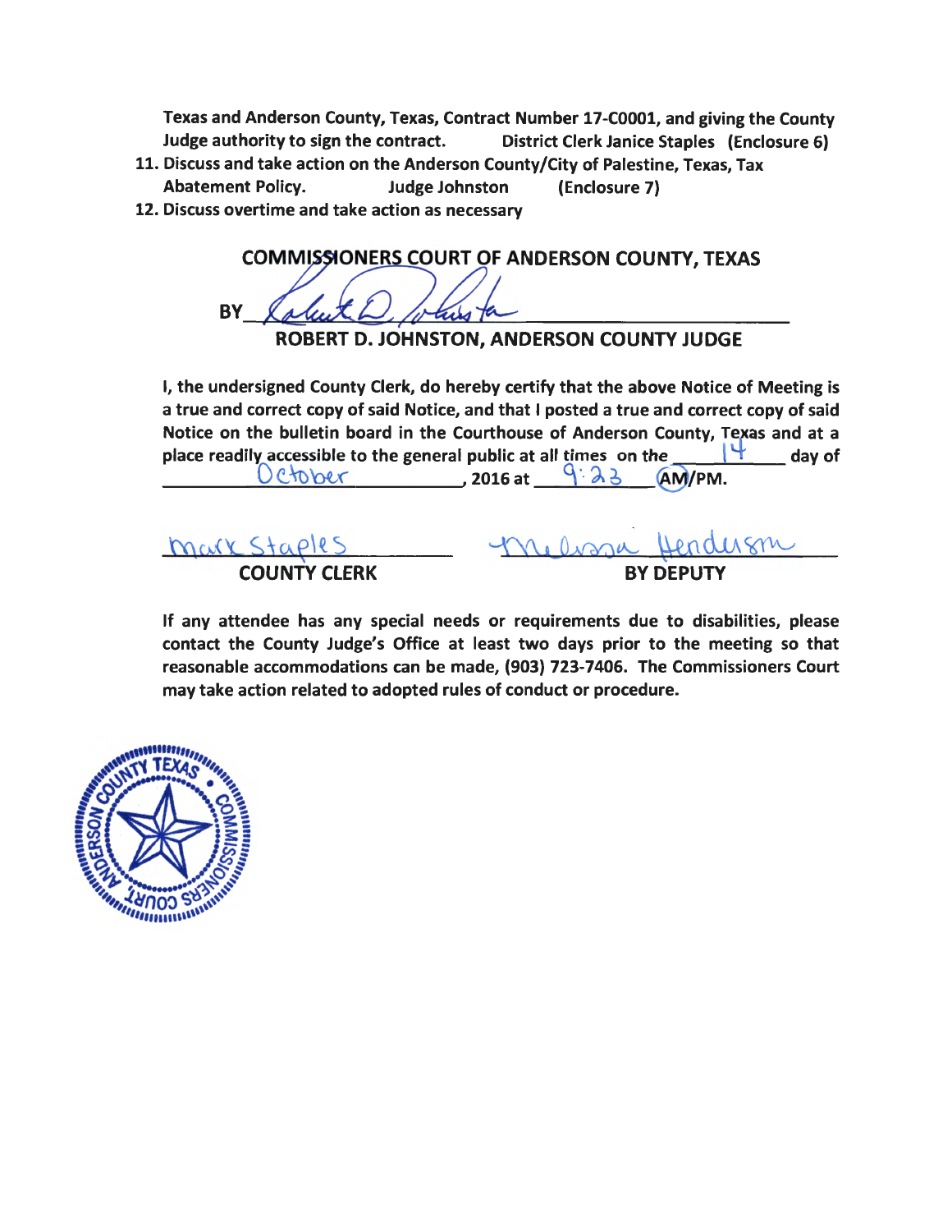Texas and Anderson County, Texas, Contract Number 17-C0001, and giving the County Judge authority to sign the contract. District Clerk Janice Staples (Enclosure 6)

11. Discuss and take action on the Anderson County/City of Palestine, Texas, Tax Abatement Policy. Judge Johnston (Enclosure 7)
12. Discuss overtime and take action as necessary

**COMMISSIONERS COURT OF ANDERSON COUNTY, TEXAS**

BY *Robert D. Johnston*

**ROBERT D. JOHNSTON, ANDERSON COUNTY JUDGE**

I, the undersigned County Clerk, do hereby certify that the above Notice of Meeting is a true and correct copy of said Notice, and that I posted a true and correct copy of said Notice on the bulletin board in the Courthouse of Anderson County, Texas and at a place readily accessible to the general public at all times on the 14 day of October, 2016 at 9:23 AM/PM.

*Mark Staples* — **COUNTY CLERK**

*Melissa Henderson* — **BY DEPUTY**

If any attendee has any special needs or requirements due to disabilities, please contact the County Judge's Office at least two days prior to the meeting so that reasonable accommodations can be made, (903) 723-7406. The Commissioners Court may take action related to adopted rules of conduct or procedure.

ANDERSON COUNTY TEXAS • COMMISSIONERS COURT